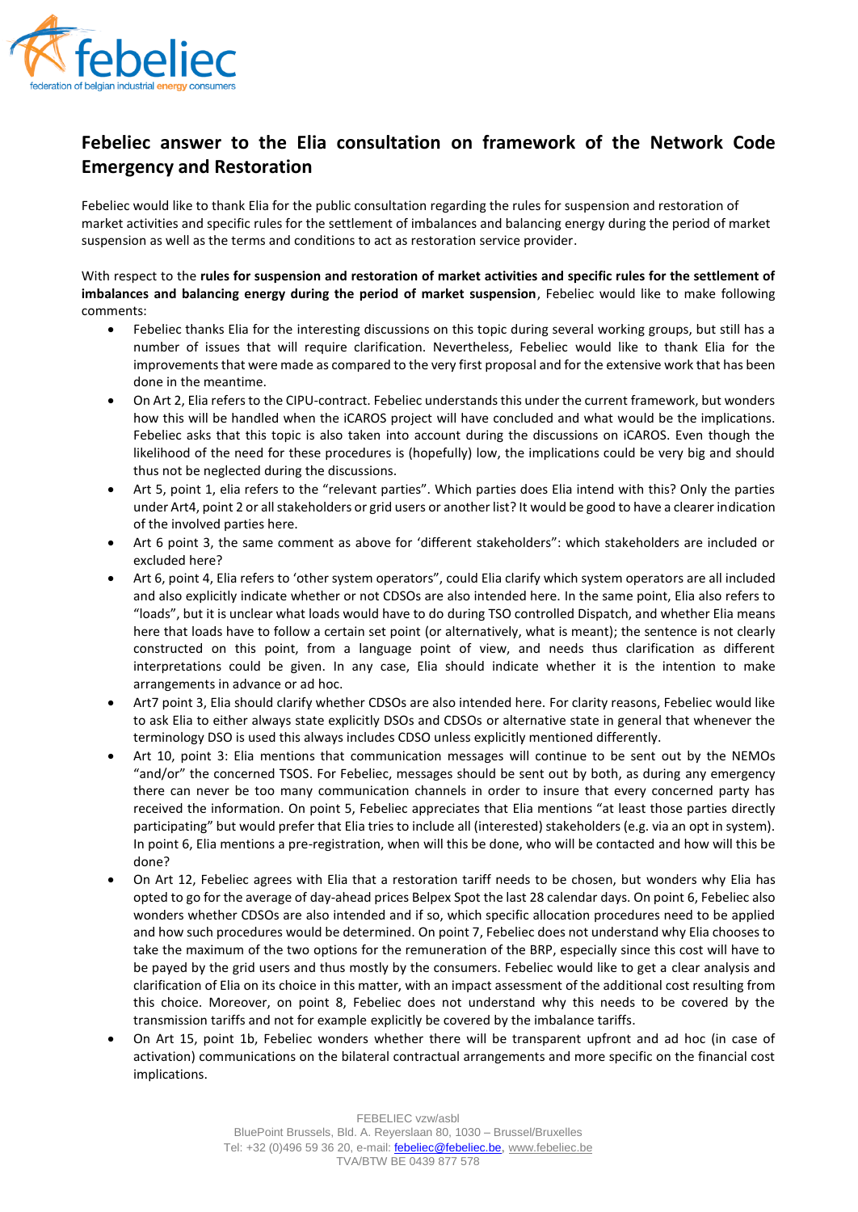# Febeliec answer to the Elia consultation on framework of the Network Code Emergency and Restoration

Febeliec would like to thank Elia for the public consultation regarding the rules for suspension and restoration of market activities and specific rules for the settlement of imbalances and balancing energy during the period of market suspension as well as the terms and conditions to act as restoration service provider.

With respect to the **rules for suspension and restoration of market activities and specific rules for the settlement of imbalances and balancing energy during the period of market suspension**, Febeliec would like to make following comments:

- Febeliec thanks Elia for the interesting discussions on this topic during several working groups, but still has a number of issues that will require clarification. Nevertheless, Febeliec would like to thank Elia for the improvements that were made as compared to the very first proposal and for the extensive work that has been done in the meantime.
- On Art 2, Elia refers to the CIPU-contract. Febeliec understands this under the current framework, but wonders how this will be handled when the iCAROS project will have concluded and what would be the implications. Febeliec asks that this topic is also taken into account during the discussions on iCAROS. Even though the likelihood of the need for these procedures is (hopefully) low, the implications could be very big and should thus not be neglected during the discussions.
- Art 5, point 1, elia refers to the "relevant parties". Which parties does Elia intend with this? Only the parties under Art4, point 2 or all stakeholders or grid users or another list? It would be good to have a clearer indication of the involved parties here.
- Art 6 point 3, the same comment as above for 'different stakeholders": which stakeholders are included or excluded here?
- Art 6, point 4, Elia refers to 'other system operators", could Elia clarify which system operators are all included and also explicitly indicate whether or not CDSOs are also intended here. In the same point, Elia also refers to "loads", but it is unclear what loads would have to do during TSO controlled Dispatch, and whether Elia means here that loads have to follow a certain set point (or alternatively, what is meant); the sentence is not clearly constructed on this point, from a language point of view, and needs thus clarification as different interpretations could be given. In any case, Elia should indicate whether it is the intention to make arrangements in advance or ad hoc.
- Art7 point 3, Elia should clarify whether CDSOs are also intended here. For clarity reasons, Febeliec would like to ask Elia to either always state explicitly DSOs and CDSOs or alternative state in general that whenever the terminology DSO is used this always includes CDSO unless explicitly mentioned differently.
- Art 10, point 3: Elia mentions that communication messages will continue to be sent out by the NEMOs "and/or" the concerned TSOS. For Febeliec, messages should be sent out by both, as during any emergency there can never be too many communication channels in order to insure that every concerned party has received the information. On point 5, Febeliec appreciates that Elia mentions "at least those parties directly participating" but would prefer that Elia tries to include all (interested) stakeholders (e.g. via an opt in system). In point 6, Elia mentions a pre-registration, when will this be done, who will be contacted and how will this be done?
- On Art 12, Febeliec agrees with Elia that a restoration tariff needs to be chosen, but wonders why Elia has opted to go for the average of day-ahead prices Belpex Spot the last 28 calendar days. On point 6, Febeliec also wonders whether CDSOs are also intended and if so, which specific allocation procedures need to be applied and how such procedures would be determined. On point 7, Febeliec does not understand why Elia chooses to take the maximum of the two options for the remuneration of the BRP, especially since this cost will have to be payed by the grid users and thus mostly by the consumers. Febeliec would like to get a clear analysis and clarification of Elia on its choice in this matter, with an impact assessment of the additional cost resulting from this choice. Moreover, on point 8, Febeliec does not understand why this needs to be covered by the transmission tariffs and not for example explicitly be covered by the imbalance tariffs.
- On Art 15, point 1b, Febeliec wonders whether there will be transparent upfront and ad hoc (in case of activation) communications on the bilateral contractual arrangements and more specific on the financial cost implications.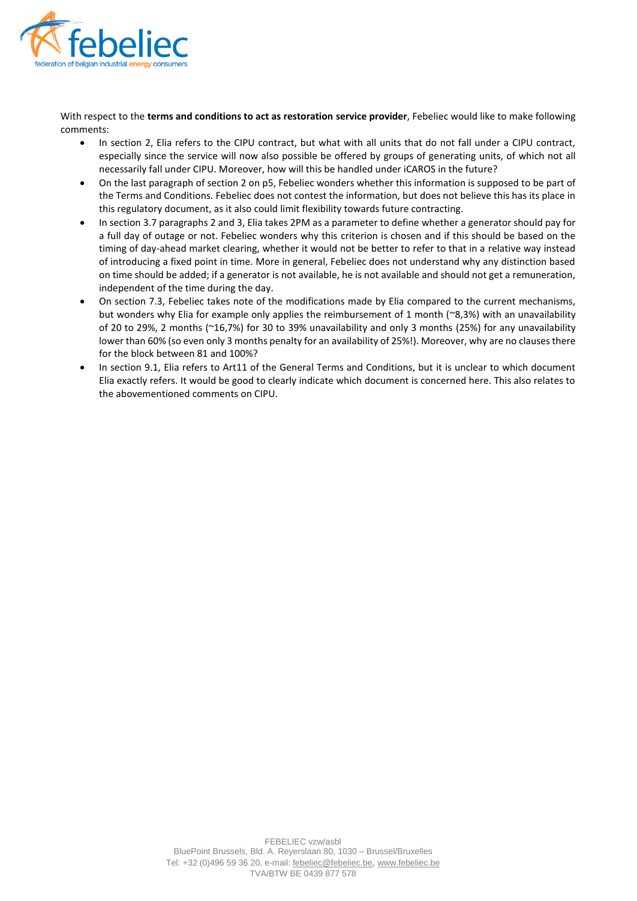With respect to the **terms and conditions to act as restoration service provider**, Febeliec would like to make following comments:

- In section 2, Elia refers to the CIPU contract, but what with all units that do not fall under a CIPU contract, especially since the service will now also possible be offered by groups of generating units, of which not all necessarily fall under CIPU. Moreover, how will this be handled under iCAROS in the future?
- On the last paragraph of section 2 on p5, Febeliec wonders whether this information is supposed to be part of the Terms and Conditions. Febeliec does not contest the information, but does not believe this has its place in this regulatory document, as it also could limit flexibility towards future contracting.
- In section 3.7 paragraphs 2 and 3, Elia takes 2PM as a parameter to define whether a generator should pay for a full day of outage or not. Febeliec wonders why this criterion is chosen and if this should be based on the timing of day-ahead market clearing, whether it would not be better to refer to that in a relative way instead of introducing a fixed point in time. More in general, Febeliec does not understand why any distinction based on time should be added; if a generator is not available, he is not available and should not get a remuneration, independent of the time during the day.
- On section 7.3, Febeliec takes note of the modifications made by Elia compared to the current mechanisms, but wonders why Elia for example only applies the reimbursement of 1 month (~8,3%) with an unavailability of 20 to 29%, 2 months (~16,7%) for 30 to 39% unavailability and only 3 months (25%) for any unavailability lower than 60% (so even only 3 months penalty for an availability of 25%!). Moreover, why are no clauses there for the block between 81 and 100%?
- In section 9.1, Elia refers to Art11 of the General Terms and Conditions, but it is unclear to which document Elia exactly refers. It would be good to clearly indicate which document is concerned here. This also relates to the abovementioned comments on CIPU.